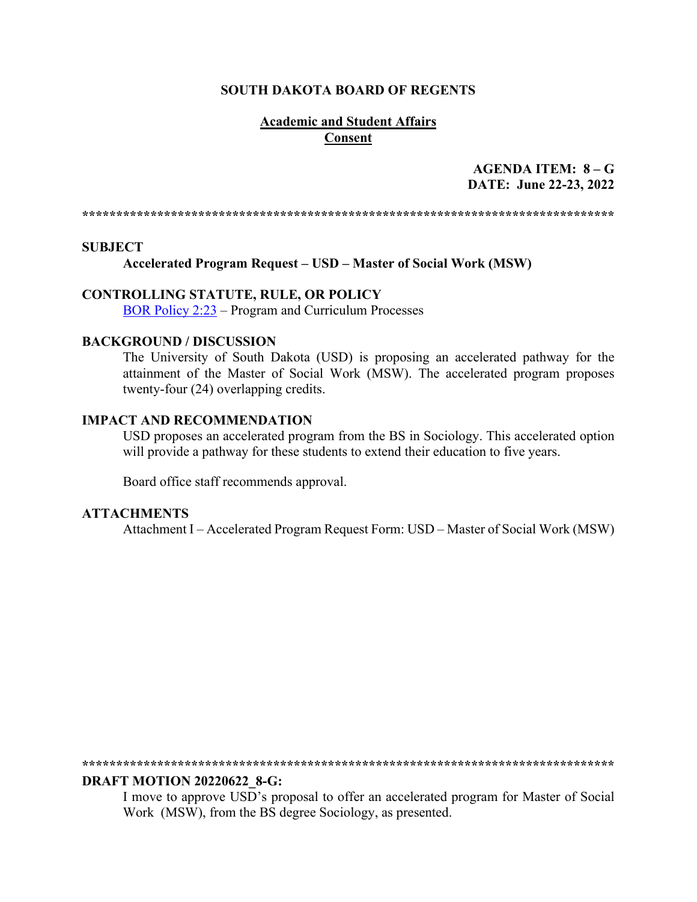**SOUTH DAKOTA BOARD OF REGENTS**

**Academic and Student Affairs**
**Consent**

**AGENDA ITEM: 8 – G**
**DATE: June 22-23, 2022**

******************************************************************************

**SUBJECT**

**Accelerated Program Request – USD – Master of Social Work (MSW)**

**CONTROLLING STATUTE, RULE, OR POLICY**

BOR Policy 2:23 – Program and Curriculum Processes

**BACKGROUND / DISCUSSION**

The University of South Dakota (USD) is proposing an accelerated pathway for the attainment of the Master of Social Work (MSW). The accelerated program proposes twenty-four (24) overlapping credits.

**IMPACT AND RECOMMENDATION**

USD proposes an accelerated program from the BS in Sociology. This accelerated option will provide a pathway for these students to extend their education to five years.

Board office staff recommends approval.

**ATTACHMENTS**

Attachment I – Accelerated Program Request Form: USD – Master of Social Work (MSW)

******************************************************************************

**DRAFT MOTION 20220622_8-G:**

I move to approve USD's proposal to offer an accelerated program for Master of Social Work (MSW), from the BS degree Sociology, as presented.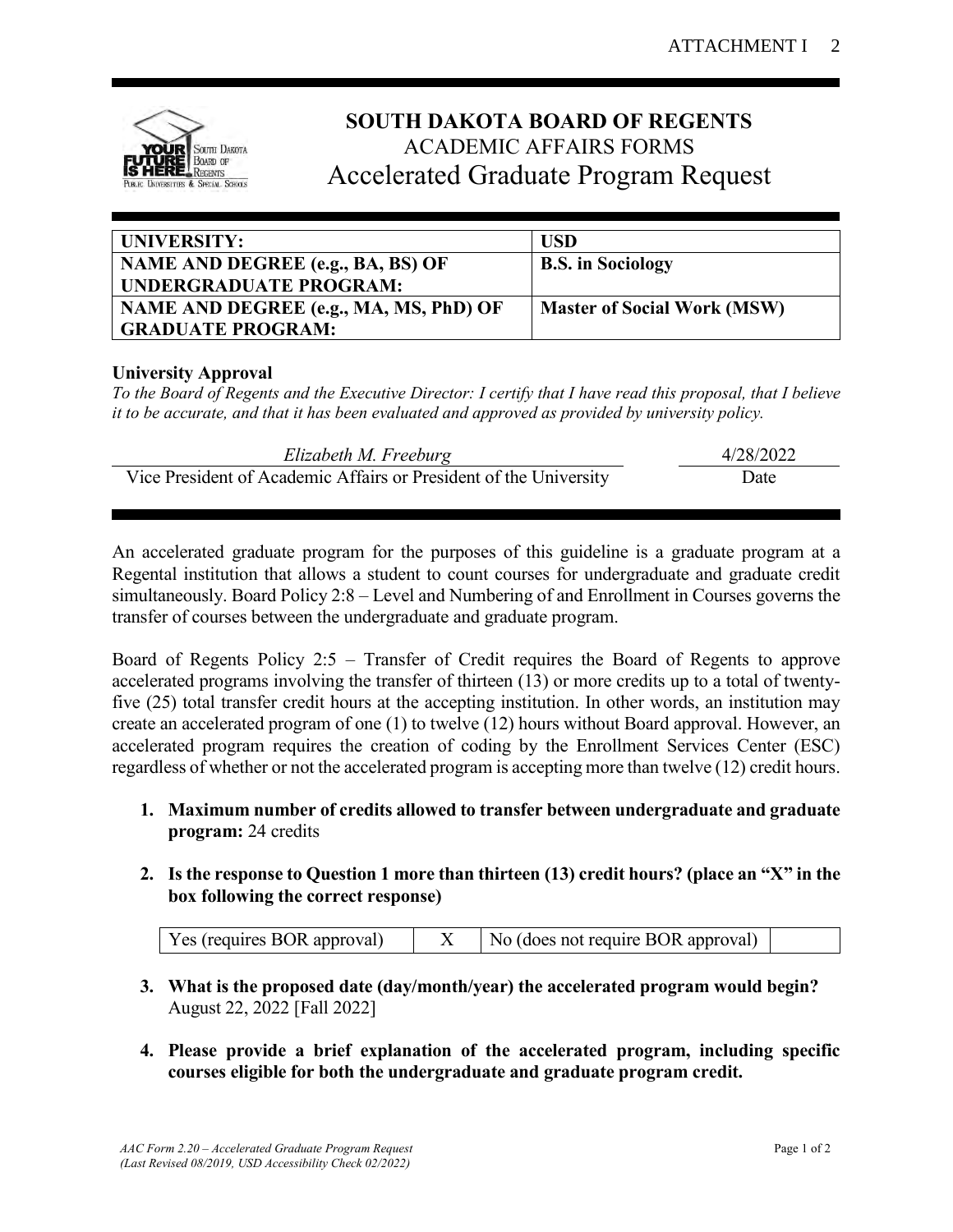# SOUTH DAKOTA BOARD OF REGENTS

ACADEMIC AFFAIRS FORMS

## Accelerated Graduate Program Request

| UNIVERSITY: | USD |
|---|---|
| NAME AND DEGREE (e.g., BA, BS) OF UNDERGRADUATE PROGRAM: | B.S. in Sociology |
| NAME AND DEGREE (e.g., MA, MS, PhD) OF GRADUATE PROGRAM: | Master of Social Work (MSW) |

**University Approval**

*To the Board of Regents and the Executive Director: I certify that I have read this proposal, that I believe it to be accurate, and that it has been evaluated and approved as provided by university policy.*

| *Elizabeth M. Freeburg* | 4/28/2022 |
|---|---|
| Vice President of Academic Affairs or President of the University | Date |

An accelerated graduate program for the purposes of this guideline is a graduate program at a Regental institution that allows a student to count courses for undergraduate and graduate credit simultaneously. Board Policy 2:8 – Level and Numbering of and Enrollment in Courses governs the transfer of courses between the undergraduate and graduate program.

Board of Regents Policy 2:5 – Transfer of Credit requires the Board of Regents to approve accelerated programs involving the transfer of thirteen (13) or more credits up to a total of twenty-five (25) total transfer credit hours at the accepting institution. In other words, an institution may create an accelerated program of one (1) to twelve (12) hours without Board approval. However, an accelerated program requires the creation of coding by the Enrollment Services Center (ESC) regardless of whether or not the accelerated program is accepting more than twelve (12) credit hours.

1. **Maximum number of credits allowed to transfer between undergraduate and graduate program:** 24 credits

2. **Is the response to Question 1 more than thirteen (13) credit hours? (place an "X" in the box following the correct response)**

| Yes (requires BOR approval) | X | No (does not require BOR approval) | |
|---|---|---|---|

3. **What is the proposed date (day/month/year) the accelerated program would begin?** August 22, 2022 [Fall 2022]

4. **Please provide a brief explanation of the accelerated program, including specific courses eligible for both the undergraduate and graduate program credit.**

*AAC Form 2.20 – Accelerated Graduate Program Request*
*(Last Revised 08/2019, USD Accessibility Check 02/2022)*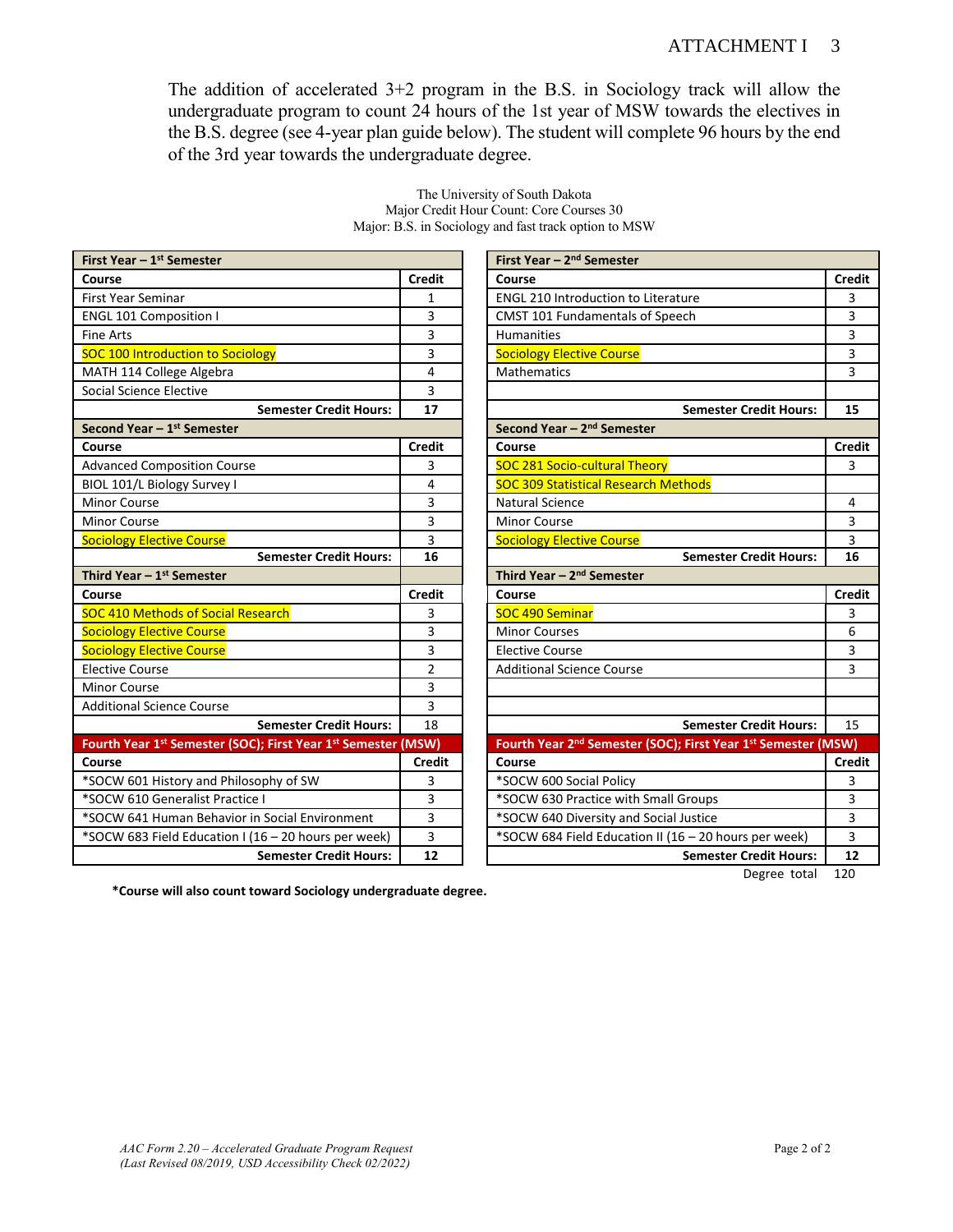The addition of accelerated 3+2 program in the B.S. in Sociology track will allow the undergraduate program to count 24 hours of the 1st year of MSW towards the electives in the B.S. degree (see 4-year plan guide below). The student will complete 96 hours by the end of the 3rd year towards the undergraduate degree.

The University of South Dakota
Major Credit Hour Count: Core Courses 30
Major: B.S. in Sociology and fast track option to MSW

| **First Year – 1st Semester** | | **First Year – 2nd Semester** | |
|---|---|---|---|
| **Course** | **Credit** | **Course** | **Credit** |
| First Year Seminar | 1 | ENGL 210 Introduction to Literature | 3 |
| ENGL 101 Composition I | 3 | CMST 101 Fundamentals of Speech | 3 |
| Fine Arts | 3 | Humanities | 3 |
| SOC 100 Introduction to Sociology | 3 | Sociology Elective Course | 3 |
| MATH 114 College Algebra | 4 | Mathematics | 3 |
| Social Science Elective | 3 | | |
| **Semester Credit Hours:** | **17** | **Semester Credit Hours:** | **15** |
| **Second Year – 1st Semester** | | **Second Year – 2nd Semester** | |
| **Course** | **Credit** | **Course** | **Credit** |
| Advanced Composition Course | 3 | SOC 281 Socio-cultural Theory | 3 |
| BIOL 101/L Biology Survey I | 4 | SOC 309 Statistical Research Methods | |
| Minor Course | 3 | Natural Science | 4 |
| Minor Course | 3 | Minor Course | 3 |
| Sociology Elective Course | 3 | Sociology Elective Course | 3 |
| **Semester Credit Hours:** | **16** | **Semester Credit Hours:** | **16** |
| **Third Year – 1st Semester** | | **Third Year – 2nd Semester** | |
| **Course** | **Credit** | **Course** | **Credit** |
| SOC 410 Methods of Social Research | 3 | SOC 490 Seminar | 3 |
| Sociology Elective Course | 3 | Minor Courses | 6 |
| Sociology Elective Course | 3 | Elective Course | 3 |
| Elective Course | 2 | Additional Science Course | 3 |
| Minor Course | 3 | | |
| Additional Science Course | 3 | | |
| **Semester Credit Hours:** | 18 | **Semester Credit Hours:** | 15 |
| **Fourth Year 1st Semester (SOC); First Year 1st Semester (MSW)** | | **Fourth Year 2nd Semester (SOC); First Year 1st Semester (MSW)** | |
| **Course** | **Credit** | **Course** | **Credit** |
| *SOCW 601 History and Philosophy of SW | 3 | *SOCW 600 Social Policy | 3 |
| *SOCW 610 Generalist Practice I | 3 | *SOCW 630 Practice with Small Groups | 3 |
| *SOCW 641 Human Behavior in Social Environment | 3 | *SOCW 640 Diversity and Social Justice | 3 |
| *SOCW 683 Field Education I (16 – 20 hours per week) | 3 | *SOCW 684 Field Education II (16 – 20 hours per week) | 3 |
| **Semester Credit Hours:** | **12** | **Semester Credit Hours:** | **12** |
| | | Degree total | 120 |

**\*Course will also count toward Sociology undergraduate degree.**

*AAC Form 2.20 – Accelerated Graduate Program Request*
*(Last Revised 08/2019, USD Accessibility Check 02/2022)*